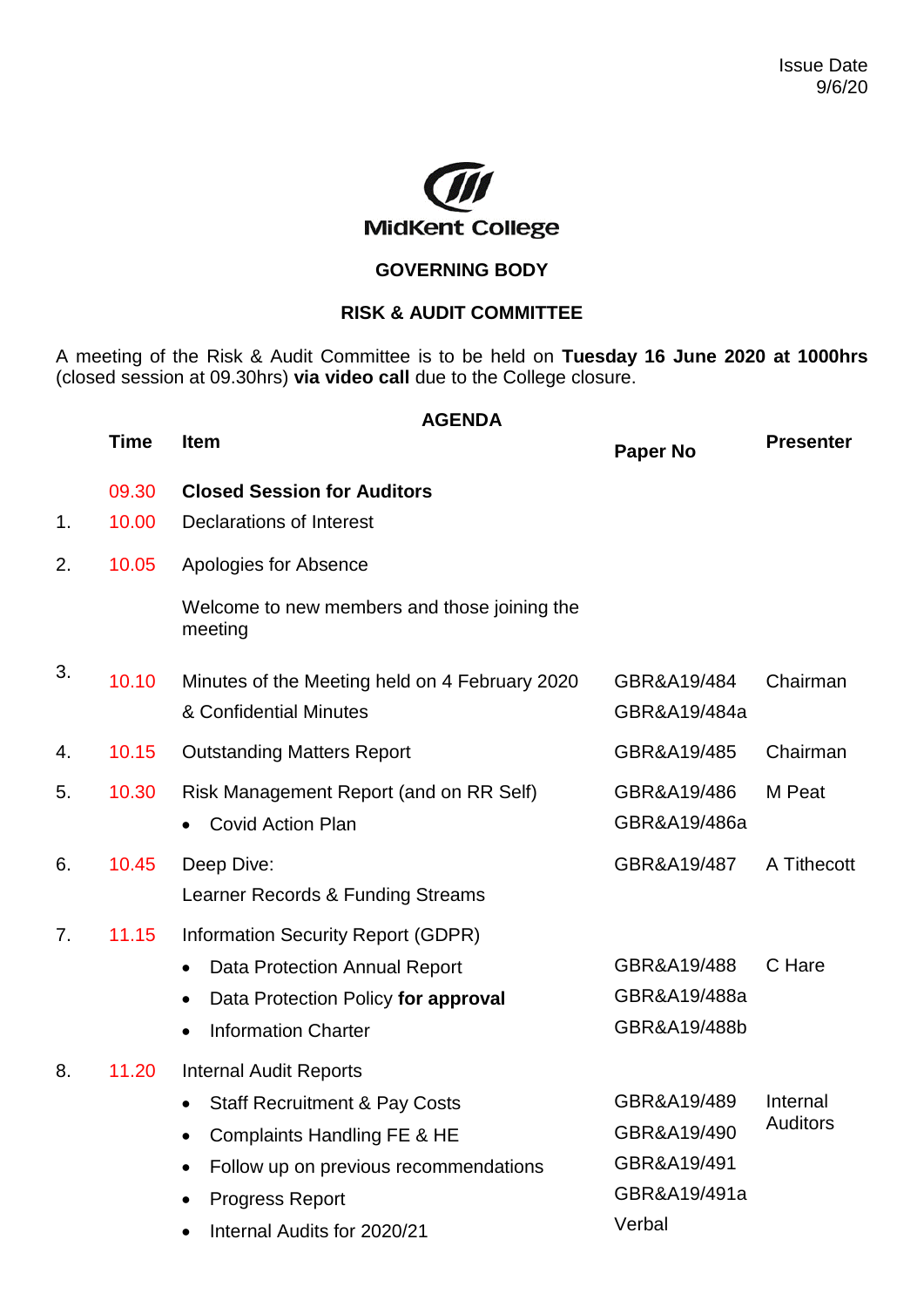Issue Date
9/6/20

MidKent College

## GOVERNING BODY

## RISK & AUDIT COMMITTEE

A meeting of the Risk & Audit Committee is to be held on **Tuesday 16 June 2020 at 1000hrs** (closed session at 09.30hrs) **via video call** due to the College closure.

### AGENDA

| | Time | Item | Paper No | Presenter |
|---|---|---|---|---|
| | 09.30 | **Closed Session for Auditors** | | |
| 1. | 10.00 | Declarations of Interest | | |
| 2. | 10.05 | Apologies for Absence | | |
| | | Welcome to new members and those joining the meeting | | |
| 3. | 10.10 | Minutes of the Meeting held on 4 February 2020 | GBR&A19/484 | Chairman |
| | | & Confidential Minutes | GBR&A19/484a | |
| 4. | 10.15 | Outstanding Matters Report | GBR&A19/485 | Chairman |
| 5. | 10.30 | Risk Management Report (and on RR Self) | GBR&A19/486 | M Peat |
| | | • Covid Action Plan | GBR&A19/486a | |
| 6. | 10.45 | Deep Dive: | GBR&A19/487 | A Tithecott |
| | | Learner Records & Funding Streams | | |
| 7. | 11.15 | Information Security Report (GDPR) | | |
| | | • Data Protection Annual Report | GBR&A19/488 | C Hare |
| | | • Data Protection Policy **for approval** | GBR&A19/488a | |
| | | • Information Charter | GBR&A19/488b | |
| 8. | 11.20 | Internal Audit Reports | | |
| | | • Staff Recruitment & Pay Costs | GBR&A19/489 | Internal Auditors |
| | | • Complaints Handling FE & HE | GBR&A19/490 | |
| | | • Follow up on previous recommendations | GBR&A19/491 | |
| | | • Progress Report | GBR&A19/491a | |
| | | • Internal Audits for 2020/21 | Verbal | |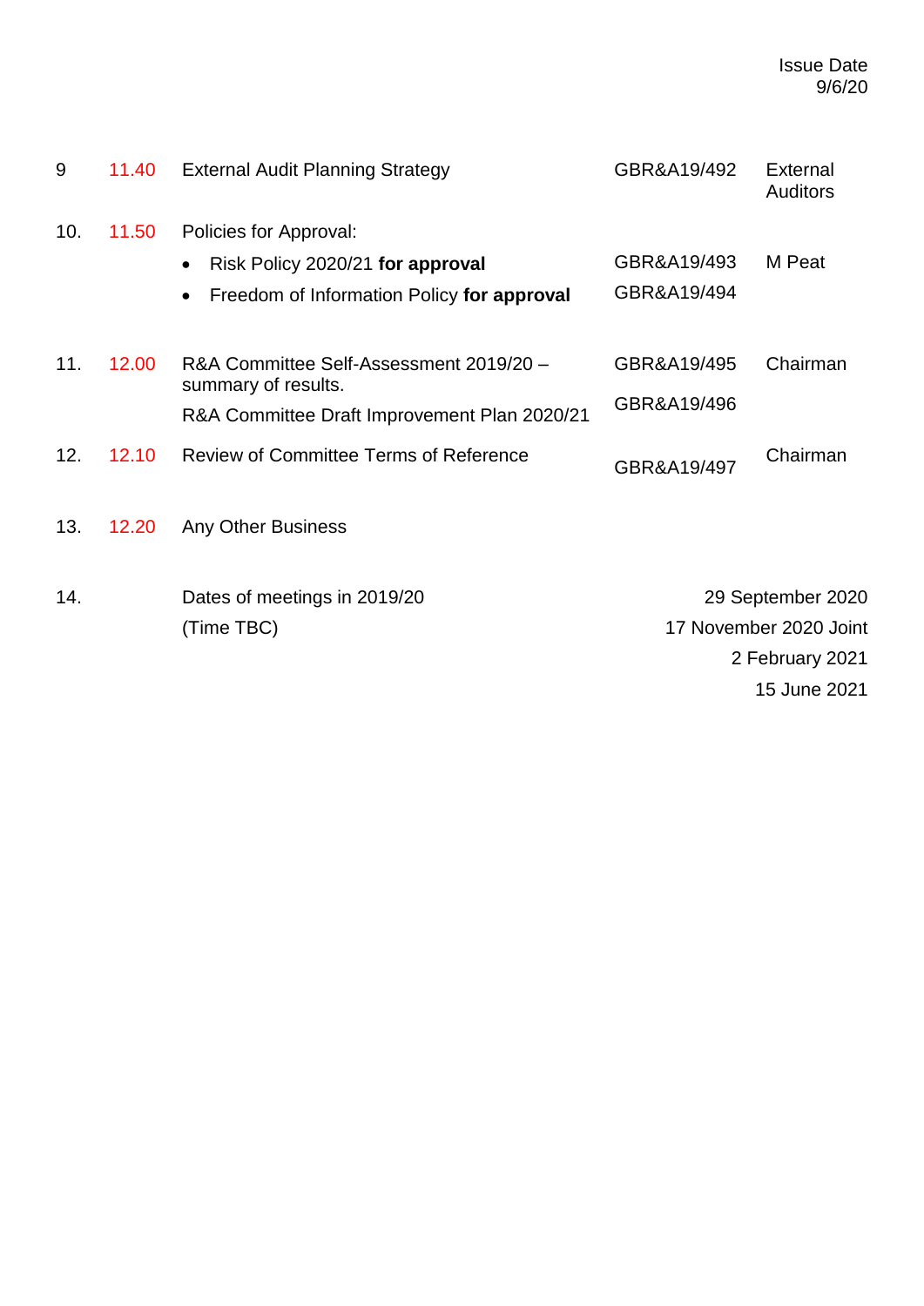Issue Date
9/6/20

| | | | | |
|---|---|---|---|---|
| 9 | 11.40 | External Audit Planning Strategy | GBR&A19/492 | External Auditors |
| 10. | 11.50 | Policies for Approval: | | |
| | | • Risk Policy 2020/21 **for approval** | GBR&A19/493 | M Peat |
| | | • Freedom of Information Policy **for approval** | GBR&A19/494 | |
| 11. | 12.00 | R&A Committee Self-Assessment 2019/20 – summary of results. | GBR&A19/495 | Chairman |
| | | R&A Committee Draft Improvement Plan 2020/21 | GBR&A19/496 | |
| 12. | 12.10 | Review of Committee Terms of Reference | GBR&A19/497 | Chairman |
| 13. | 12.20 | Any Other Business | | |
| 14. | | Dates of meetings in 2019/20<br>(Time TBC) | | 29 September 2020<br>17 November 2020 Joint<br>2 February 2021<br>15 June 2021 |